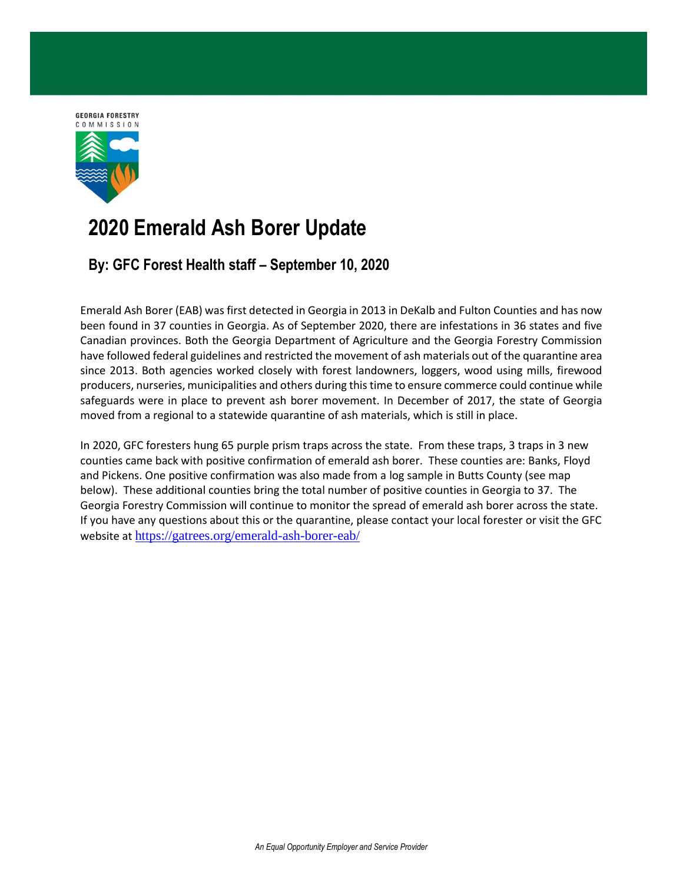GEORGIA FORESTRY COMMISSION

# 2020 Emerald Ash Borer Update

## By: GFC Forest Health staff – September 10, 2020

Emerald Ash Borer (EAB) was first detected in Georgia in 2013 in DeKalb and Fulton Counties and has now been found in 37 counties in Georgia. As of September 2020, there are infestations in 36 states and five Canadian provinces. Both the Georgia Department of Agriculture and the Georgia Forestry Commission have followed federal guidelines and restricted the movement of ash materials out of the quarantine area since 2013. Both agencies worked closely with forest landowners, loggers, wood using mills, firewood producers, nurseries, municipalities and others during this time to ensure commerce could continue while safeguards were in place to prevent ash borer movement. In December of 2017, the state of Georgia moved from a regional to a statewide quarantine of ash materials, which is still in place.

In 2020, GFC foresters hung 65 purple prism traps across the state. From these traps, 3 traps in 3 new counties came back with positive confirmation of emerald ash borer. These counties are: Banks, Floyd and Pickens. One positive confirmation was also made from a log sample in Butts County (see map below). These additional counties bring the total number of positive counties in Georgia to 37. The Georgia Forestry Commission will continue to monitor the spread of emerald ash borer across the state. If you have any questions about this or the quarantine, please contact your local forester or visit the GFC website at https://gatrees.org/emerald-ash-borer-eab/

*An Equal Opportunity Employer and Service Provider*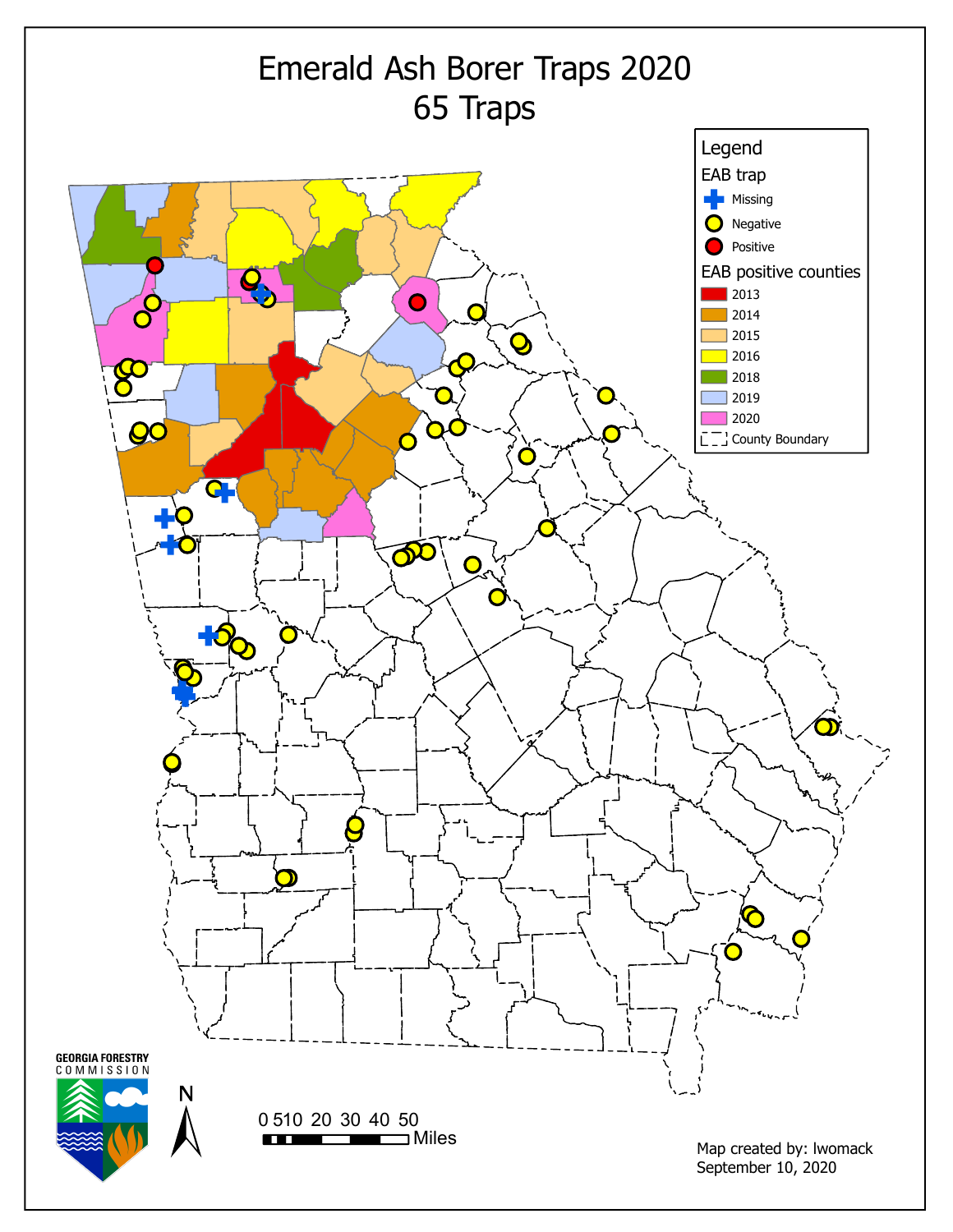# Emerald Ash Borer Traps 2020
## 65 Traps

Legend

EAB trap

- Missing
- Negative
- Positive

EAB positive counties

- 2013
- 2014
- 2015
- 2016
- 2018
- 2019
- 2020
- County Boundary

GEORGIA FORESTRY COMMISSION

N

0 5 10 20 30 40 50
Miles

Map created by: lwomack
September 10, 2020